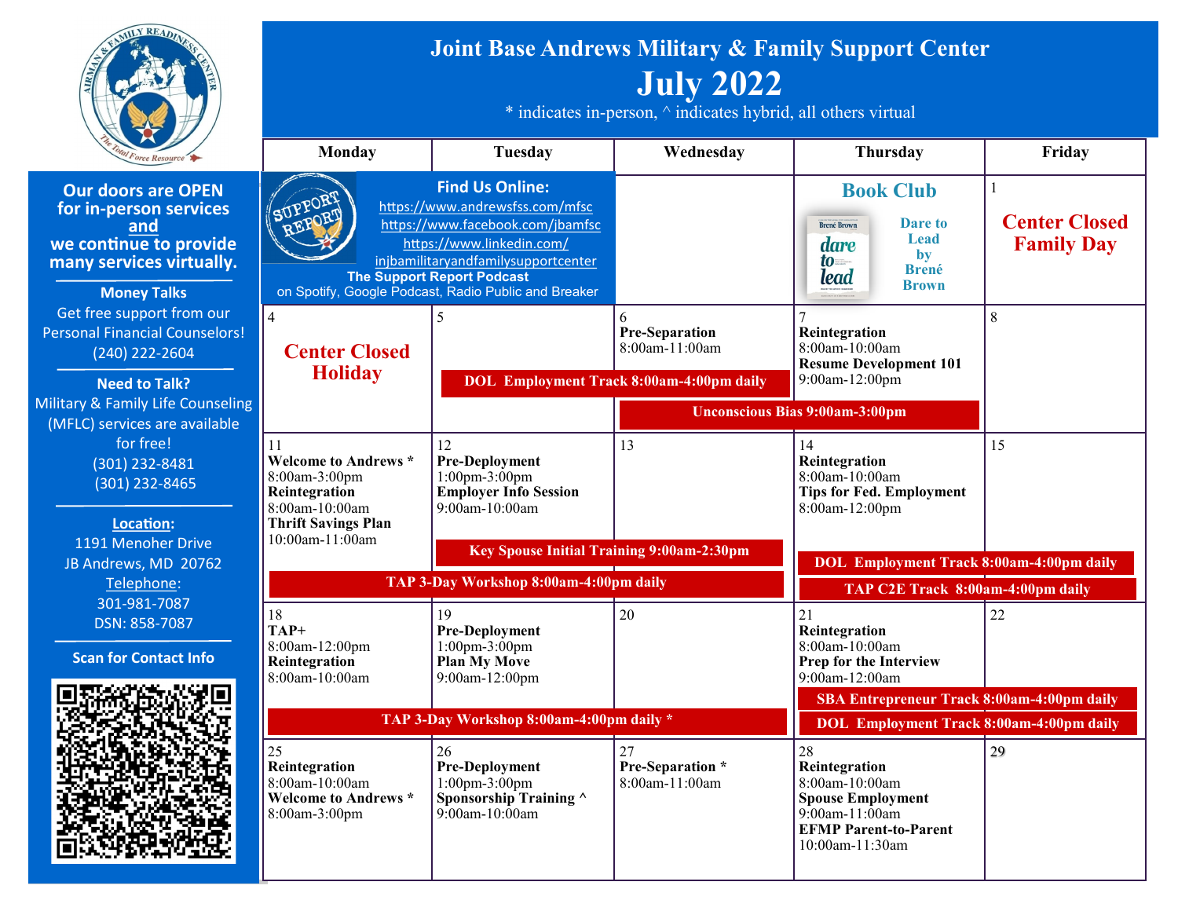# Joint Base Andrews Military & Family Support Center

## July 2022

\* indicates in-person, ^ indicates hybrid, all others virtual

**Our doors are OPEN for in-person services and we continue to provide many services virtually.**

**Money Talks**
Get free support from our Personal Financial Counselors!
(240) 222-2604

**Need to Talk?**
Military & Family Life Counseling (MFLC) services are available for free!
(301) 232-8481
(301) 232-8465

**Location:**
1191 Menoher Drive
JB Andrews, MD 20762
Telephone:
301-981-7087
DSN: 858-7087

**Scan for Contact Info**

**Find Us Online:**
https://www.andrewsfss.com/mfsc
https://www.facebook.com/jbamfsc
https://www.linkedin.com/injbamilitaryandfamilysupportcenter
**The Support Report Podcast**
on Spotify, Google Podcast, Radio Public and Breaker

**Book Club**
Dare to Lead by Brené Brown

| Monday | Tuesday | Wednesday | Thursday | Friday |
|---|---|---|---|---|
| | | | | 1 **Center Closed Family Day** |
| 4 **Center Closed Holiday** | 5 | 6 **Pre-Separation** 8:00am-11:00am | 7 **Reintegration** 8:00am-10:00am **Resume Development 101** 9:00am-12:00pm | 8 |
| | **DOL Employment Track 8:00am-4:00pm daily** (Tue–Thu) | **Unconscious Bias 9:00am-3:00pm** (Wed–Thu) | | |
| 11 **Welcome to Andrews \*** 8:00am-3:00pm **Reintegration** 8:00am-10:00am **Thrift Savings Plan** 10:00am-11:00am | 12 **Pre-Deployment** 1:00pm-3:00pm **Employer Info Session** 9:00am-10:00am | 13 | 14 **Reintegration** 8:00am-10:00am **Tips for Fed. Employment** 8:00am-12:00pm | 15 |
| **TAP 3-Day Workshop 8:00am-4:00pm daily** (Mon–Wed) | **Key Spouse Initial Training 9:00am-2:30pm** (Tue–Wed) | | **DOL Employment Track 8:00am-4:00pm daily**; **TAP C2E Track 8:00am-4:00pm daily** (Thu–Fri) | |
| 18 **TAP+** 8:00am-12:00pm **Reintegration** 8:00am-10:00am | 19 **Pre-Deployment** 1:00pm-3:00pm **Plan My Move** 9:00am-12:00pm | 20 | 21 **Reintegration** 8:00am-10:00am **Prep for the Interview** 9:00am-12:00am | 22 |
| **TAP 3-Day Workshop 8:00am-4:00pm daily \*** (Mon–Wed) | | | **SBA Entrepreneur Track 8:00am-4:00pm daily**; **DOL Employment Track 8:00am-4:00pm daily** (Thu–Fri) | |
| 25 **Reintegration** 8:00am-10:00am **Welcome to Andrews \*** 8:00am-3:00pm | 26 **Pre-Deployment** 1:00pm-3:00pm **Sponsorship Training ^** 9:00am-10:00am | 27 **Pre-Separation \*** 8:00am-11:00am | 28 **Reintegration** 8:00am-10:00am **Spouse Employment** 9:00am-11:00am **EFMP Parent-to-Parent** 10:00am-11:30am | 29 |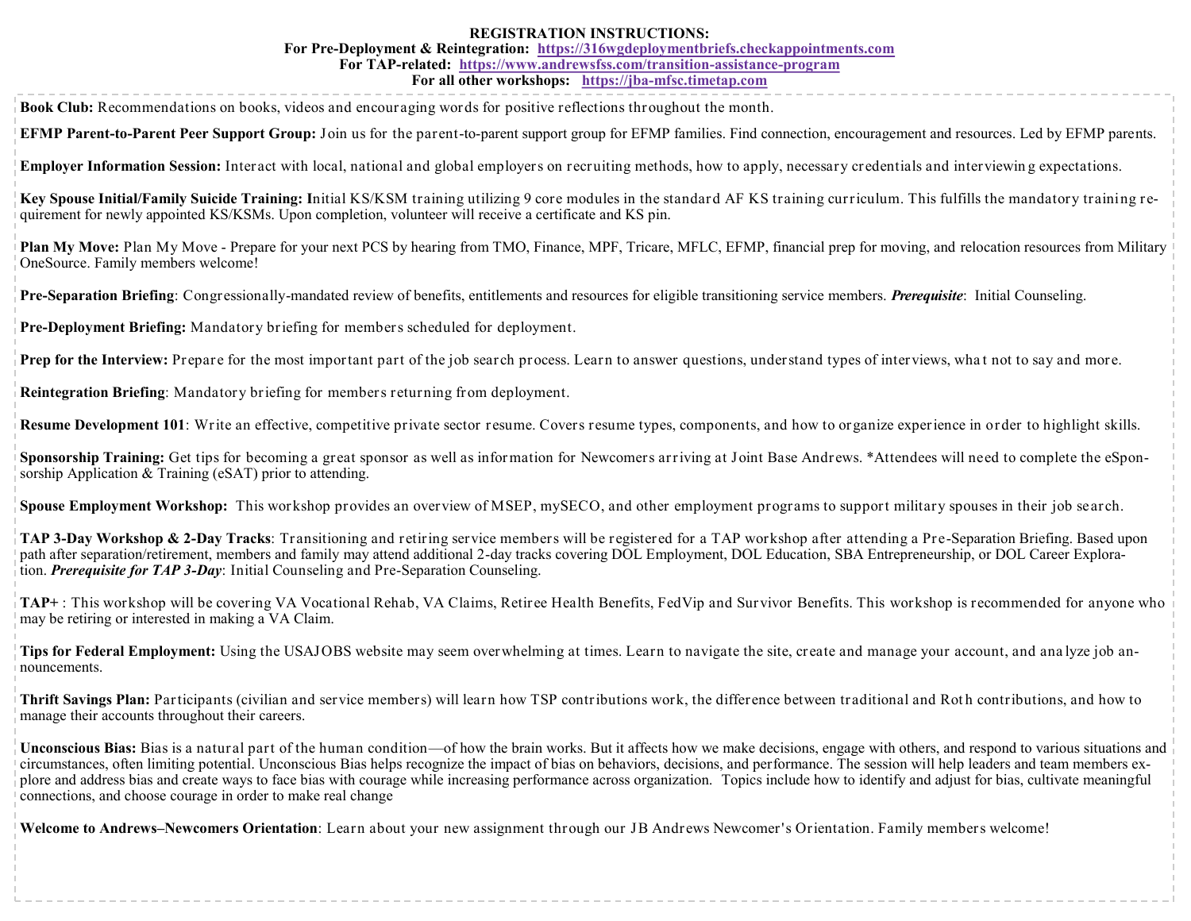**REGISTRATION INSTRUCTIONS:**

**For Pre-Deployment & Reintegration: https://316wgdeploymentbriefs.checkappointments.com**

**For TAP-related: https://www.andrewsfss.com/transition-assistance-program**

**For all other workshops: https://jba-mfsc.timetap.com**

**Book Club:** Recommendations on books, videos and encouraging words for positive reflections throughout the month.

**EFMP Parent-to-Parent Peer Support Group:** Join us for the parent-to-parent support group for EFMP families. Find connection, encouragement and resources. Led by EFMP parents.

**Employer Information Session:** Interact with local, national and global employers on recruiting methods, how to apply, necessary credentials and interviewing expectations.

**Key Spouse Initial/Family Suicide Training:** Initial KS/KSM training utilizing 9 core modules in the standard AF KS training curriculum. This fulfills the mandatory training requirement for newly appointed KS/KSMs. Upon completion, volunteer will receive a certificate and KS pin.

**Plan My Move:** Plan My Move - Prepare for your next PCS by hearing from TMO, Finance, MPF, Tricare, MFLC, EFMP, financial prep for moving, and relocation resources from Military OneSource. Family members welcome!

**Pre-Separation Briefing**: Congressionally-mandated review of benefits, entitlements and resources for eligible transitioning service members. ***Prerequisite***: Initial Counseling.

**Pre-Deployment Briefing:** Mandatory briefing for members scheduled for deployment.

**Prep for the Interview:** Prepare for the most important part of the job search process. Learn to answer questions, understand types of interviews, what not to say and more.

**Reintegration Briefing**: Mandatory briefing for members returning from deployment.

**Resume Development 101**: Write an effective, competitive private sector resume. Covers resume types, components, and how to organize experience in order to highlight skills.

**Sponsorship Training:** Get tips for becoming a great sponsor as well as information for Newcomers arriving at Joint Base Andrews. *Attendees will need to complete the eSponsorship Application & Training (eSAT) prior to attending.

**Spouse Employment Workshop:** This workshop provides an overview of MSEP, mySECO, and other employment programs to support military spouses in their job search.

**TAP 3-Day Workshop & 2-Day Tracks**: Transitioning and retiring service members will be registered for a TAP workshop after attending a Pre-Separation Briefing. Based upon path after separation/retirement, members and family may attend additional 2-day tracks covering DOL Employment, DOL Education, SBA Entrepreneurship, or DOL Career Exploration. ***Prerequisite for TAP 3-Day***: Initial Counseling and Pre-Separation Counseling.

**TAP+** : This workshop will be covering VA Vocational Rehab, VA Claims, Retiree Health Benefits, FedVip and Survivor Benefits. This workshop is recommended for anyone who may be retiring or interested in making a VA Claim.

**Tips for Federal Employment:** Using the USAJOBS website may seem overwhelming at times. Learn to navigate the site, create and manage your account, and analyze job announcements.

**Thrift Savings Plan:** Participants (civilian and service members) will learn how TSP contributions work, the difference between traditional and Roth contributions, and how to manage their accounts throughout their careers.

**Unconscious Bias:** Bias is a natural part of the human condition—of how the brain works. But it affects how we make decisions, engage with others, and respond to various situations and circumstances, often limiting potential. Unconscious Bias helps recognize the impact of bias on behaviors, decisions, and performance. The session will help leaders and team members explore and address bias and create ways to face bias with courage while increasing performance across organization. Topics include how to identify and adjust for bias, cultivate meaningful connections, and choose courage in order to make real change

**Welcome to Andrews–Newcomers Orientation**: Learn about your new assignment through our JB Andrews Newcomer's Orientation. Family members welcome!